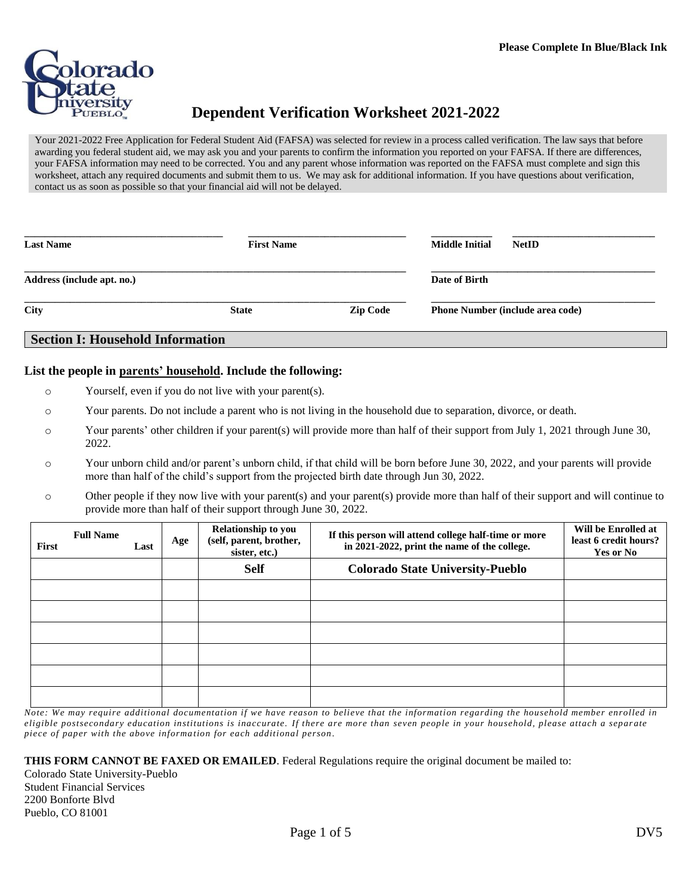**Please Complete In Blue/Black Ink**

# Dependent Verification Worksheet 2021-2022

Your 2021-2022 Free Application for Federal Student Aid (FAFSA) was selected for review in a process called verification. The law says that before awarding you federal student aid, we may ask you and your parents to confirm the information you reported on your FAFSA. If there are differences, your FAFSA information may need to be corrected. You and any parent whose information was reported on the FAFSA must complete and sign this worksheet, attach any required documents and submit them to us. We may ask for additional information. If you have questions about verification, contact us as soon as possible so that your financial aid will not be delayed.

| | | | |
|---|---|---|---|
| **Last Name** | **First Name** | **Middle Initial** | **NetID** |
| **Address (include apt. no.)** | | **Date of Birth** | |
| **City** | **State** / **Zip Code** | **Phone Number (include area code)** | |

## Section I: Household Information

### List the people in parents' household. Include the following:

- Yourself, even if you do not live with your parent(s).
- Your parents. Do not include a parent who is not living in the household due to separation, divorce, or death.
- Your parents' other children if your parent(s) will provide more than half of their support from July 1, 2021 through June 30, 2022.
- Your unborn child and/or parent's unborn child, if that child will be born before June 30, 2022, and your parents will provide more than half of the child's support from the projected birth date through Jun 30, 2022.
- Other people if they now live with your parent(s) and your parent(s) provide more than half of their support and will continue to provide more than half of their support through June 30, 2022.

| Full Name (First / Last) | Age | Relationship to you (self, parent, brother, sister, etc.) | If this person will attend college half-time or more in 2021-2022, print the name of the college. | Will be Enrolled at least 6 credit hours? Yes or No |
|---|---|---|---|---|
| | | **Self** | **Colorado State University-Pueblo** | |
| | | | | |
| | | | | |
| | | | | |
| | | | | |
| | | | | |
| | | | | |

*Note: We may require additional documentation if we have reason to believe that the information regarding the household member enrolled in eligible postsecondary education institutions is inaccurate. If there are more than seven people in your household, please attach a separate piece of paper with the above information for each additional person.*

**THIS FORM CANNOT BE FAXED OR EMAILED**. Federal Regulations require the original document be mailed to:

Colorado State University-Pueblo
Student Financial Services
2200 Bonforte Blvd
Pueblo, CO 81001

DV5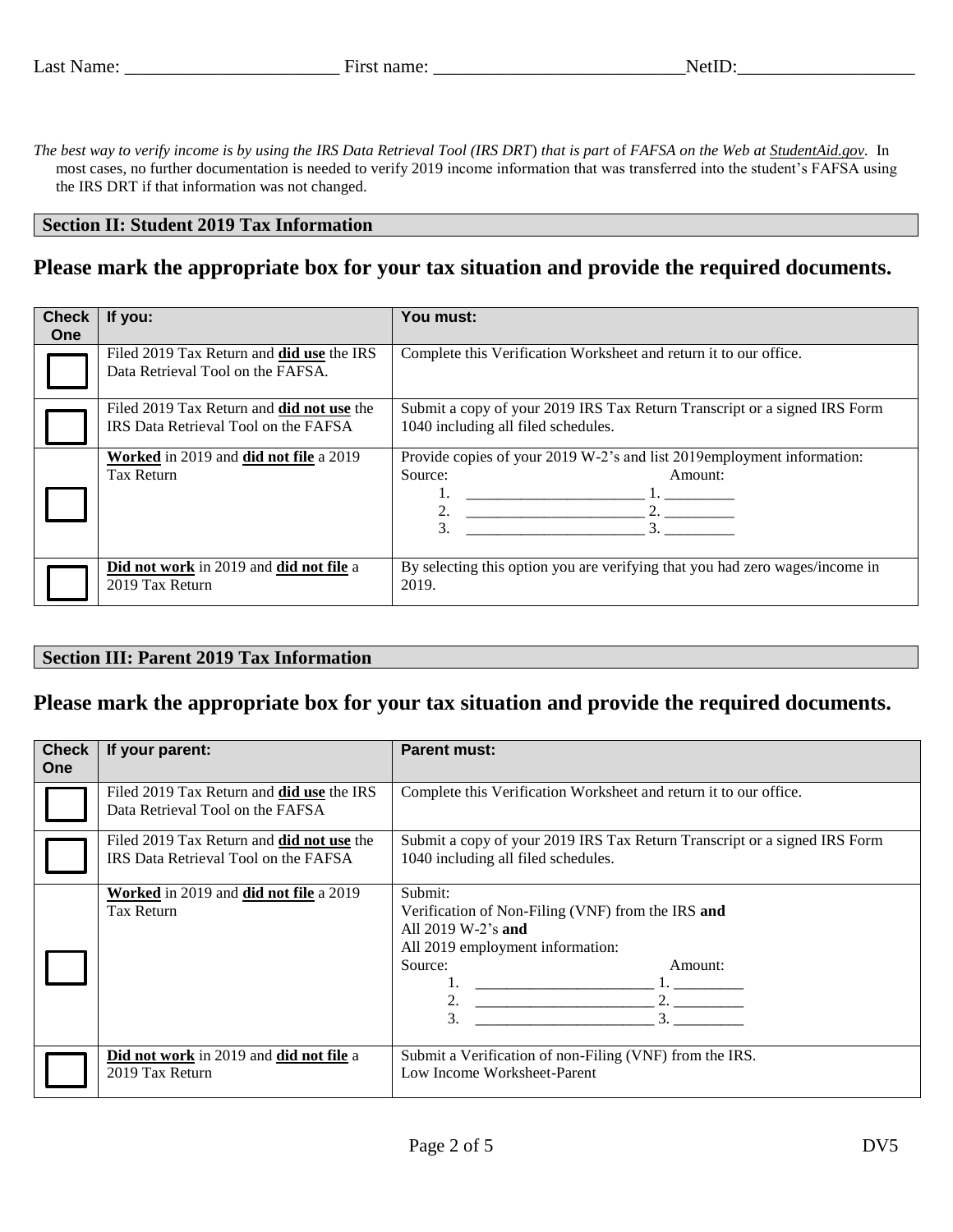Last Name: _______________________ First name: ___________________________NetID:___________________

*The best way to verify income is by using the IRS Data Retrieval Tool (IRS DRT) that is part of FAFSA on the Web at StudentAid.gov.* In most cases, no further documentation is needed to verify 2019 income information that was transferred into the student's FAFSA using the IRS DRT if that information was not changed.

## Section II: Student 2019 Tax Information

## Please mark the appropriate box for your tax situation and provide the required documents.

| Check One | If you: | You must: |
|---|---|---|
| ☐ | Filed 2019 Tax Return and **did use** the IRS Data Retrieval Tool on the FAFSA. | Complete this Verification Worksheet and return it to our office. |
| ☐ | Filed 2019 Tax Return and **did not use** the IRS Data Retrieval Tool on the FAFSA | Submit a copy of your 2019 IRS Tax Return Transcript or a signed IRS Form 1040 including all filed schedules. |
| ☐ | **Worked** in 2019 and **did not file** a 2019 Tax Return | Provide copies of your 2019 W-2's and list 2019employment information:<br>Source: Amount:<br>1. _______________________ 1. _________<br>2. _______________________ 2. _________<br>3. _______________________ 3. _________ |
| ☐ | **Did not work** in 2019 and **did not file** a 2019 Tax Return | By selecting this option you are verifying that you had zero wages/income in 2019. |

## Section III: Parent 2019 Tax Information

## Please mark the appropriate box for your tax situation and provide the required documents.

| Check One | If your parent: | Parent must: |
|---|---|---|
| ☐ | Filed 2019 Tax Return and **did use** the IRS Data Retrieval Tool on the FAFSA | Complete this Verification Worksheet and return it to our office. |
| ☐ | Filed 2019 Tax Return and **did not use** the IRS Data Retrieval Tool on the FAFSA | Submit a copy of your 2019 IRS Tax Return Transcript or a signed IRS Form 1040 including all filed schedules. |
| ☐ | **Worked** in 2019 and **did not file** a 2019 Tax Return | Submit:<br>Verification of Non-Filing (VNF) from the IRS **and**<br>All 2019 W-2's **and**<br>All 2019 employment information:<br>Source: Amount:<br>1. _______________________ 1. _________<br>2. _______________________ 2. _________<br>3. _______________________ 3. _________ |
| ☐ | **Did not work** in 2019 and **did not file** a 2019 Tax Return | Submit a Verification of non-Filing (VNF) from the IRS.<br>Low Income Worksheet-Parent |

DV5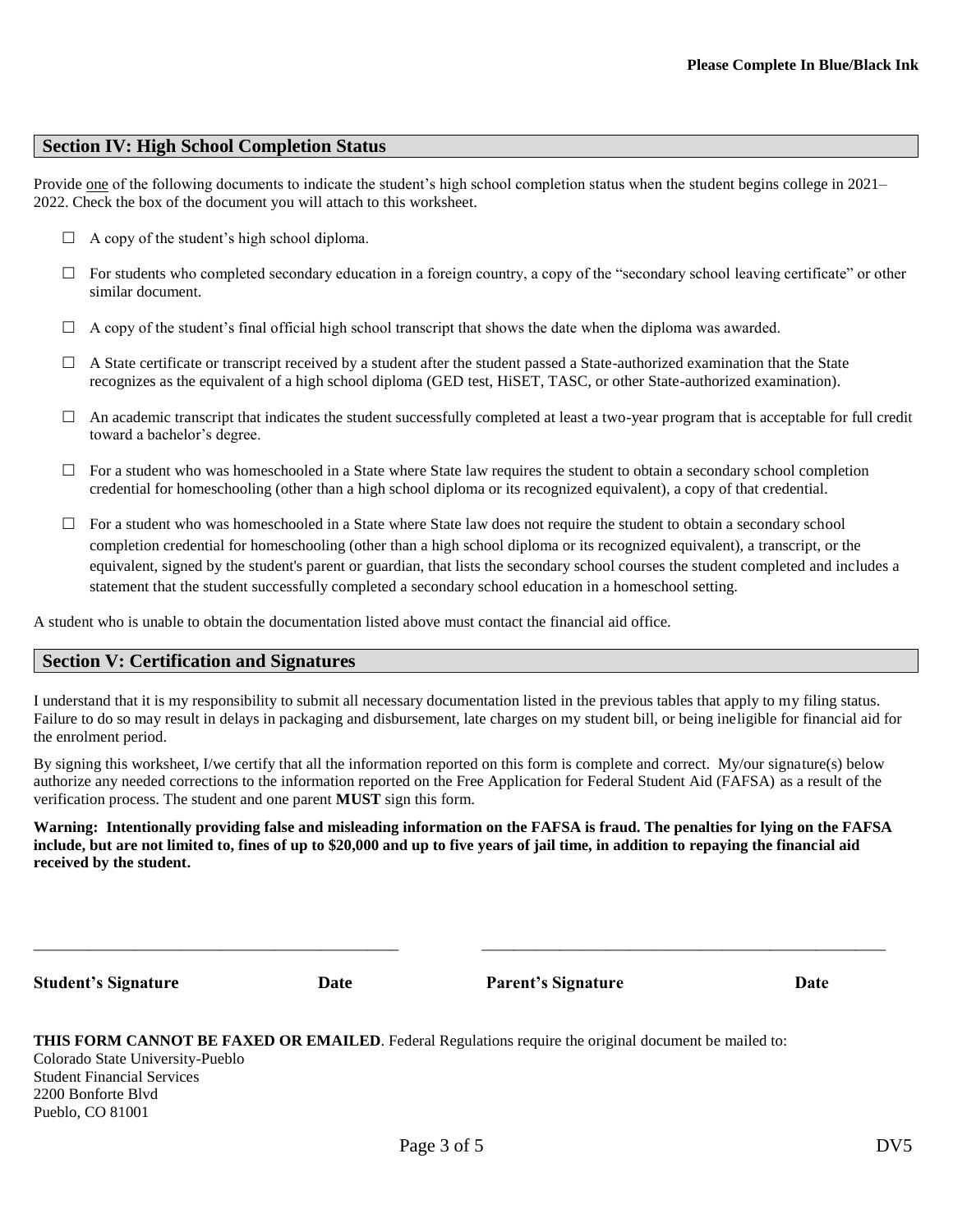**Please Complete In Blue/Black Ink**

## Section IV: High School Completion Status

Provide one of the following documents to indicate the student's high school completion status when the student begins college in 2021–2022. Check the box of the document you will attach to this worksheet.

- ☐ A copy of the student's high school diploma.
- ☐ For students who completed secondary education in a foreign country, a copy of the "secondary school leaving certificate" or other similar document.
- ☐ A copy of the student's final official high school transcript that shows the date when the diploma was awarded.
- ☐ A State certificate or transcript received by a student after the student passed a State-authorized examination that the State recognizes as the equivalent of a high school diploma (GED test, HiSET, TASC, or other State-authorized examination).
- ☐ An academic transcript that indicates the student successfully completed at least a two-year program that is acceptable for full credit toward a bachelor's degree.
- ☐ For a student who was homeschooled in a State where State law requires the student to obtain a secondary school completion credential for homeschooling (other than a high school diploma or its recognized equivalent), a copy of that credential.
- ☐ For a student who was homeschooled in a State where State law does not require the student to obtain a secondary school completion credential for homeschooling (other than a high school diploma or its recognized equivalent), a transcript, or the equivalent, signed by the student's parent or guardian, that lists the secondary school courses the student completed and includes a statement that the student successfully completed a secondary school education in a homeschool setting.

A student who is unable to obtain the documentation listed above must contact the financial aid office.

## Section V: Certification and Signatures

I understand that it is my responsibility to submit all necessary documentation listed in the previous tables that apply to my filing status. Failure to do so may result in delays in packaging and disbursement, late charges on my student bill, or being ineligible for financial aid for the enrolment period.

By signing this worksheet, I/we certify that all the information reported on this form is complete and correct. My/our signature(s) below authorize any needed corrections to the information reported on the Free Application for Federal Student Aid (FAFSA) as a result of the verification process. The student and one parent **MUST** sign this form.

**Warning: Intentionally providing false and misleading information on the FAFSA is fraud. The penalties for lying on the FAFSA include, but are not limited to, fines of up to $20,000 and up to five years of jail time, in addition to repaying the financial aid received by the student.**

\_\_\_\_\_\_\_\_\_\_\_\_\_\_\_\_\_\_\_\_\_\_\_\_\_\_\_\_\_\_\_\_\_\_\_\_\_\_\_\_\_\_\_\_ \_\_\_\_\_\_\_\_\_\_\_\_\_\_\_\_\_\_\_\_\_\_\_\_\_\_\_\_\_\_\_\_\_\_\_\_\_\_\_\_\_\_\_\_

**Student's Signature** **Date** **Parent's Signature** **Date**

**THIS FORM CANNOT BE FAXED OR EMAILED**. Federal Regulations require the original document be mailed to:
Colorado State University-Pueblo
Student Financial Services
2200 Bonforte Blvd
Pueblo, CO 81001

DV5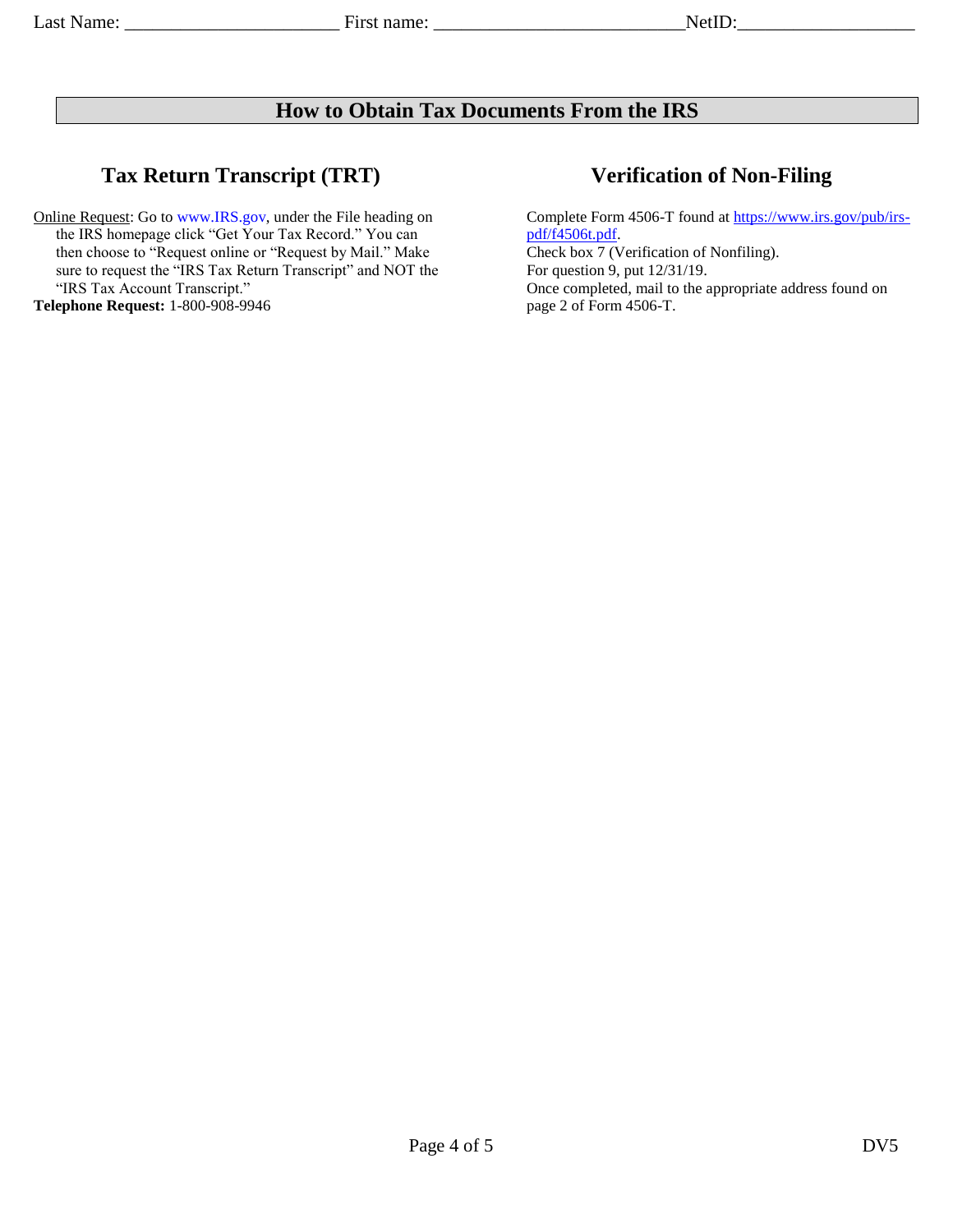Last Name: ______________________ First name: __________________________NetID:__________________

# How to Obtain Tax Documents From the IRS

## Tax Return Transcript (TRT)

Online Request: Go to www.IRS.gov, under the File heading on the IRS homepage click "Get Your Tax Record." You can then choose to "Request online or "Request by Mail." Make sure to request the "IRS Tax Return Transcript" and NOT the "IRS Tax Account Transcript."

**Telephone Request:** 1-800-908-9946

## Verification of Non-Filing

Complete Form 4506-T found at https://www.irs.gov/pub/irs-pdf/f4506t.pdf.
Check box 7 (Verification of Nonfiling).
For question 9, put 12/31/19.
Once completed, mail to the appropriate address found on page 2 of Form 4506-T.

DV5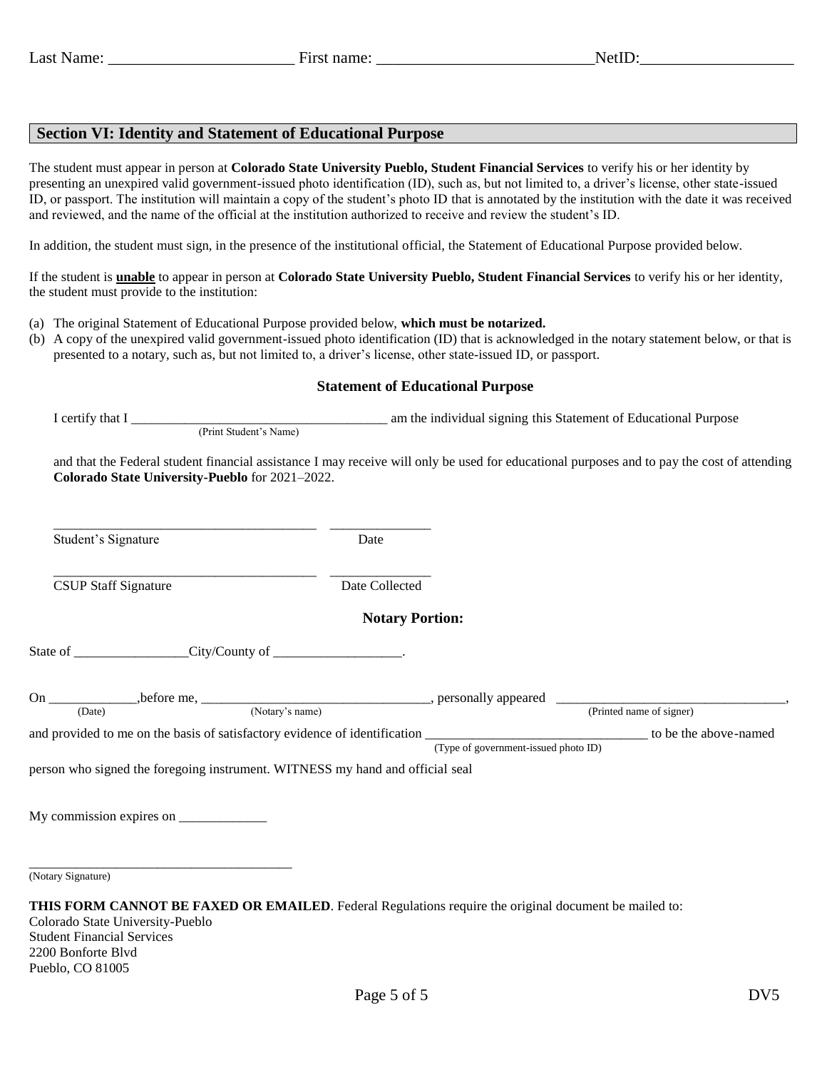Last Name: _______________________ First name: ___________________________NetID:___________________

## Section VI: Identity and Statement of Educational Purpose

The student must appear in person at **Colorado State University Pueblo, Student Financial Services** to verify his or her identity by presenting an unexpired valid government-issued photo identification (ID), such as, but not limited to, a driver's license, other state-issued ID, or passport. The institution will maintain a copy of the student's photo ID that is annotated by the institution with the date it was received and reviewed, and the name of the official at the institution authorized to receive and review the student's ID.

In addition, the student must sign, in the presence of the institutional official, the Statement of Educational Purpose provided below.

If the student is **unable** to appear in person at **Colorado State University Pueblo, Student Financial Services** to verify his or her identity, the student must provide to the institution:

(a) The original Statement of Educational Purpose provided below, **which must be notarized.**
(b) A copy of the unexpired valid government-issued photo identification (ID) that is acknowledged in the notary statement below, or that is presented to a notary, such as, but not limited to, a driver's license, other state-issued ID, or passport.

### Statement of Educational Purpose

I certify that I _____________________________________ am the individual signing this Statement of Educational Purpose
(Print Student's Name)

and that the Federal student financial assistance I may receive will only be used for educational purposes and to pay the cost of attending **Colorado State University-Pueblo** for 2021–2022.

_______________________________________ _______________
Student's Signature Date

_______________________________________ _______________
CSUP Staff Signature Date Collected

### Notary Portion:

State of _________________City/County of ___________________.

On _____________,before me, _________________________________, personally appeared _________________________________,
(Date) (Notary's name) (Printed name of signer)

and provided to me on the basis of satisfactory evidence of identification ________________________________ to be the above-named
(Type of government-issued photo ID)

person who signed the foregoing instrument. WITNESS my hand and official seal

My commission expires on _____________

_______________________________________
(Notary Signature)

**THIS FORM CANNOT BE FAXED OR EMAILED**. Federal Regulations require the original document be mailed to:
Colorado State University-Pueblo
Student Financial Services
2200 Bonforte Blvd
Pueblo, CO 81005

DV5